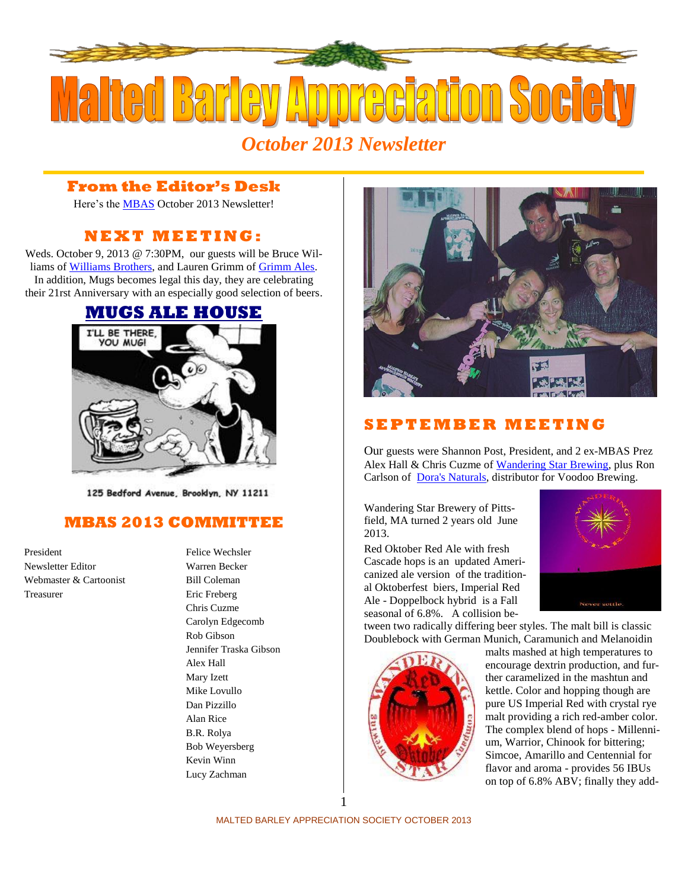# Malted Barley Appreciation Society

*October 2013 Newsletter*

## From the Editor's Desk

Here's the MBAS October 2013 Newsletter!

## NEXT MEETING:

Weds. October 9, 2013 @ 7:30PM, our guests will be Bruce Williams of Williams Brothers, and Lauren Grimm of Grimm Ales. In addition, Mugs becomes legal this day, they are celebrating their 21rst Anniversary with an especially good selection of beers.

## MUGS ALE HOUSE

I'LL BE THERE, YOU MUG!

125 Bedford Avenue, Brooklyn, NY 11211

## MBAS 2013 COMMITTEE

| | |
|---|---|
| President | Felice Wechsler |
| Newsletter Editor | Warren Becker |
| Webmaster & Cartoonist | Bill Coleman |
| Treasurer | Eric Freberg |
| | Chris Cuzme |
| | Carolyn Edgecomb |
| | Rob Gibson |
| | Jennifer Traska Gibson |
| | Alex Hall |
| | Mary Izett |
| | Mike Lovullo |
| | Dan Pizzillo |
| | Alan Rice |
| | B.R. Rolya |
| | Bob Weyersberg |
| | Kevin Winn |
| | Lucy Zachman |

## SEPTEMBER MEETING

Our guests were Shannon Post, President, and 2 ex-MBAS Prez Alex Hall & Chris Cuzme of Wandering Star Brewing, plus Ron Carlson of Dora's Naturals, distributor for Voodoo Brewing.

Wandering Star Brewery of Pittsfield, MA turned 2 years old June 2013.

Red Oktober Red Ale with fresh Cascade hops is an updated Americanized ale version of the traditional Oktoberfest biers, Imperial Red Ale - Doppelbock hybrid is a Fall seasonal of 6.8%. A collision between two radically differing beer styles. The malt bill is classic Doublebock with German Munich, Caramunich and Melanoidin malts mashed at high temperatures to encourage dextrin production, and further caramelized in the mashtun and kettle. Color and hopping though are pure US Imperial Red with crystal rye malt providing a rich red-amber color. The complex blend of hops - Millennium, Warrior, Chinook for bittering; Simcoe, Amarillo and Centennial for flavor and aroma - provides 56 IBUs on top of 6.8% ABV; finally they add-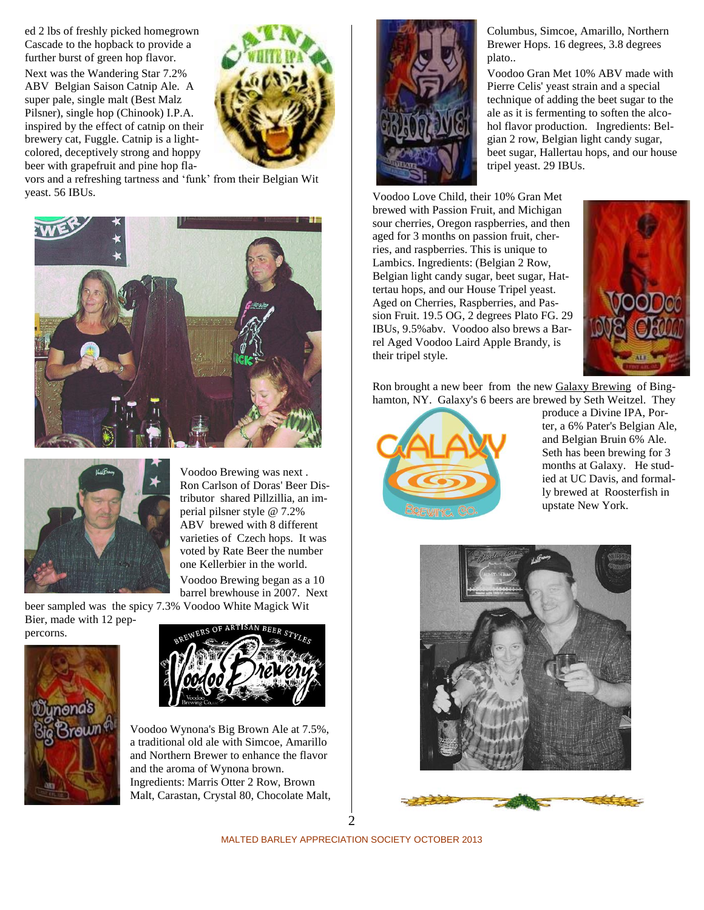ed 2 lbs of freshly picked homegrown Cascade to the hopback to provide a further burst of green hop flavor.

Next was the Wandering Star 7.2% ABV Belgian Saison Catnip Ale. A super pale, single malt (Best Malz Pilsner), single hop (Chinook) I.P.A. inspired by the effect of catnip on their brewery cat, Fuggle. Catnip is a light-colored, deceptively strong and hoppy beer with grapefruit and pine hop flavors and a refreshing tartness and 'funk' from their Belgian Wit yeast. 56 IBUs.

Voodoo Brewing was next . Ron Carlson of Doras' Beer Distributor shared Pillzillia, an imperial pilsner style @ 7.2% ABV brewed with 8 different varieties of Czech hops. It was voted by Rate Beer the number one Kellerbier in the world.

Voodoo Brewing began as a 10 barrel brewhouse in 2007. Next beer sampled was the spicy 7.3% Voodoo White Magick Wit Bier, made with 12 peppercorns.

Voodoo Wynona's Big Brown Ale at 7.5%, a traditional old ale with Simcoe, Amarillo and Northern Brewer to enhance the flavor and the aroma of Wynona brown. Ingredients: Marris Otter 2 Row, Brown Malt, Carastan, Crystal 80, Chocolate Malt, Columbus, Simcoe, Amarillo, Northern Brewer Hops. 16 degrees, 3.8 degrees plato..

Voodoo Gran Met 10% ABV made with Pierre Celis' yeast strain and a special technique of adding the beet sugar to the ale as it is fermenting to soften the alcohol flavor production. Ingredients: Belgian 2 row, Belgian light candy sugar, beet sugar, Hallertau hops, and our house tripel yeast. 29 IBUs.

Voodoo Love Child, their 10% Gran Met brewed with Passion Fruit, and Michigan sour cherries, Oregon raspberries, and then aged for 3 months on passion fruit, cherries, and raspberries. This is unique to Lambics. Ingredients: (Belgian 2 Row, Belgian light candy sugar, beet sugar, Hattertau hops, and our House Tripel yeast. Aged on Cherries, Raspberries, and Passion Fruit. 19.5 OG, 2 degrees Plato FG. 29 IBUs, 9.5%abv. Voodoo also brews a Barrel Aged Voodoo Laird Apple Brandy, is their tripel style.

Ron brought a new beer from the new Galaxy Brewing of Binghamton, NY. Galaxy's 6 beers are brewed by Seth Weitzel. They produce a Divine IPA, Porter, a 6% Pater's Belgian Ale, and Belgian Bruin 6% Ale. Seth has been brewing for 3 months at Galaxy. He studied at UC Davis, and formally brewed at Roosterfish in upstate New York.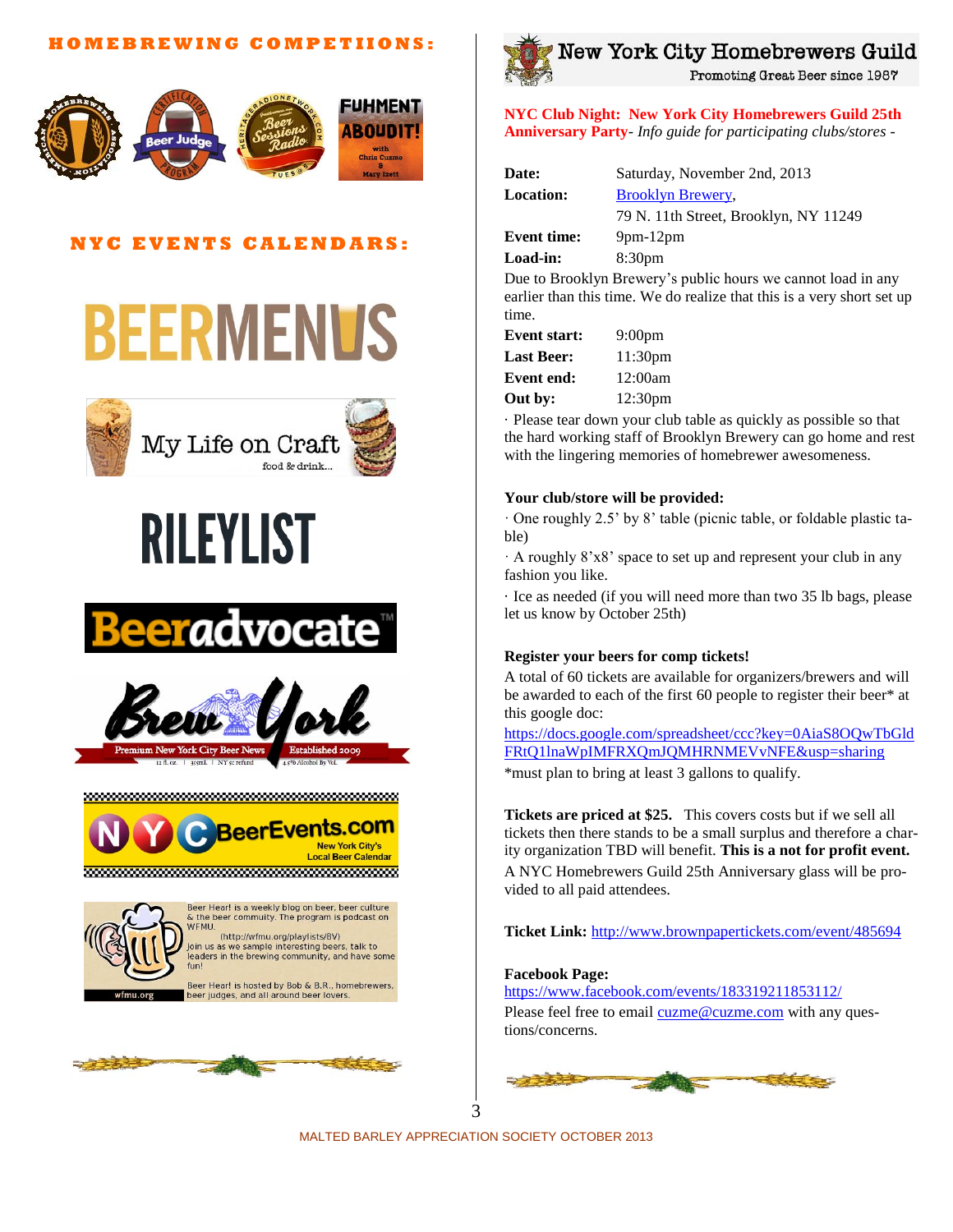## HOMEBREWING COMPETIIONS:

## NYC EVENTS CALENDARS:

# New York City Homebrewers Guild

Promoting Great Beer since 1987

**NYC Club Night: New York City Homebrewers Guild 25th Anniversary Party**- *Info guide for participating clubs/stores -*

| | |
|---|---|
| **Date:** | Saturday, November 2nd, 2013 |
| **Location:** | Brooklyn Brewery, 79 N. 11th Street, Brooklyn, NY 11249 |
| **Event time:** | 9pm-12pm |
| **Load-in:** | 8:30pm |

Due to Brooklyn Brewery's public hours we cannot load in any earlier than this time. We do realize that this is a very short set up time.

| | |
|---|---|
| **Event start:** | 9:00pm |
| **Last Beer:** | 11:30pm |
| **Event end:** | 12:00am |
| **Out by:** | 12:30pm |

· Please tear down your club table as quickly as possible so that the hard working staff of Brooklyn Brewery can go home and rest with the lingering memories of homebrewer awesomeness.

**Your club/store will be provided:**

· One roughly 2.5' by 8' table (picnic table, or foldable plastic table)

· A roughly 8'x8' space to set up and represent your club in any fashion you like.

· Ice as needed (if you will need more than two 35 lb bags, please let us know by October 25th)

**Register your beers for comp tickets!**

A total of 60 tickets are available for organizers/brewers and will be awarded to each of the first 60 people to register their beer* at this google doc:

https://docs.google.com/spreadsheet/ccc?key=0AiaS8OQwTbGldFRtQ1lnaWpIMFRXQmJQMHRNMEVvNFE&usp=sharing

*must plan to bring at least 3 gallons to qualify.

**Tickets are priced at $25.** This covers costs but if we sell all tickets then there stands to be a small surplus and therefore a charity organization TBD will benefit. **This is a not for profit event.**

A NYC Homebrewers Guild 25th Anniversary glass will be provided to all paid attendees.

**Ticket Link:** http://www.brownpapertickets.com/event/485694

**Facebook Page:**

https://www.facebook.com/events/183319211853112/

Please feel free to email cuzme@cuzme.com with any questions/concerns.

MALTED BARLEY APPRECIATION SOCIETY OCTOBER 2013